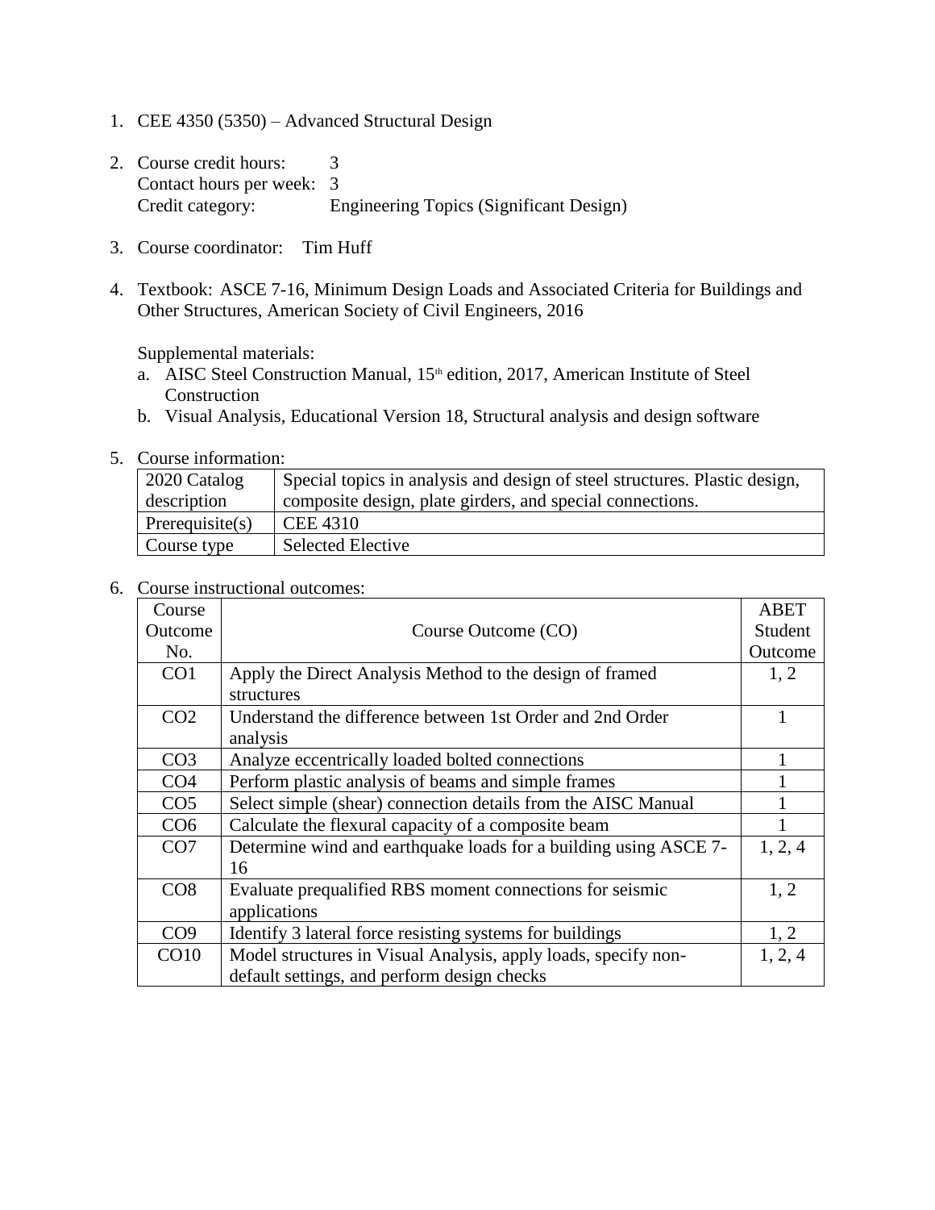1. CEE 4350 (5350) – Advanced Structural Design

2. Course credit hours: 3
   Contact hours per week: 3
   Credit category: Engineering Topics (Significant Design)

3. Course coordinator: Tim Huff

4. Textbook: ASCE 7-16, Minimum Design Loads and Associated Criteria for Buildings and Other Structures, American Society of Civil Engineers, 2016

   Supplemental materials:
   a. AISC Steel Construction Manual, 15th edition, 2017, American Institute of Steel Construction
   b. Visual Analysis, Educational Version 18, Structural analysis and design software

5. Course information:

| 2020 Catalog description | Special topics in analysis and design of steel structures. Plastic design, composite design, plate girders, and special connections. |
|---|---|
| Prerequisite(s) | CEE 4310 |
| Course type | Selected Elective |

6. Course instructional outcomes:

| Course Outcome No. | Course Outcome (CO) | ABET Student Outcome |
|---|---|---|
| CO1 | Apply the Direct Analysis Method to the design of framed structures | 1, 2 |
| CO2 | Understand the difference between 1st Order and 2nd Order analysis | 1 |
| CO3 | Analyze eccentrically loaded bolted connections | 1 |
| CO4 | Perform plastic analysis of beams and simple frames | 1 |
| CO5 | Select simple (shear) connection details from the AISC Manual | 1 |
| CO6 | Calculate the flexural capacity of a composite beam | 1 |
| CO7 | Determine wind and earthquake loads for a building using ASCE 7-16 | 1, 2, 4 |
| CO8 | Evaluate prequalified RBS moment connections for seismic applications | 1, 2 |
| CO9 | Identify 3 lateral force resisting systems for buildings | 1, 2 |
| CO10 | Model structures in Visual Analysis, apply loads, specify non-default settings, and perform design checks | 1, 2, 4 |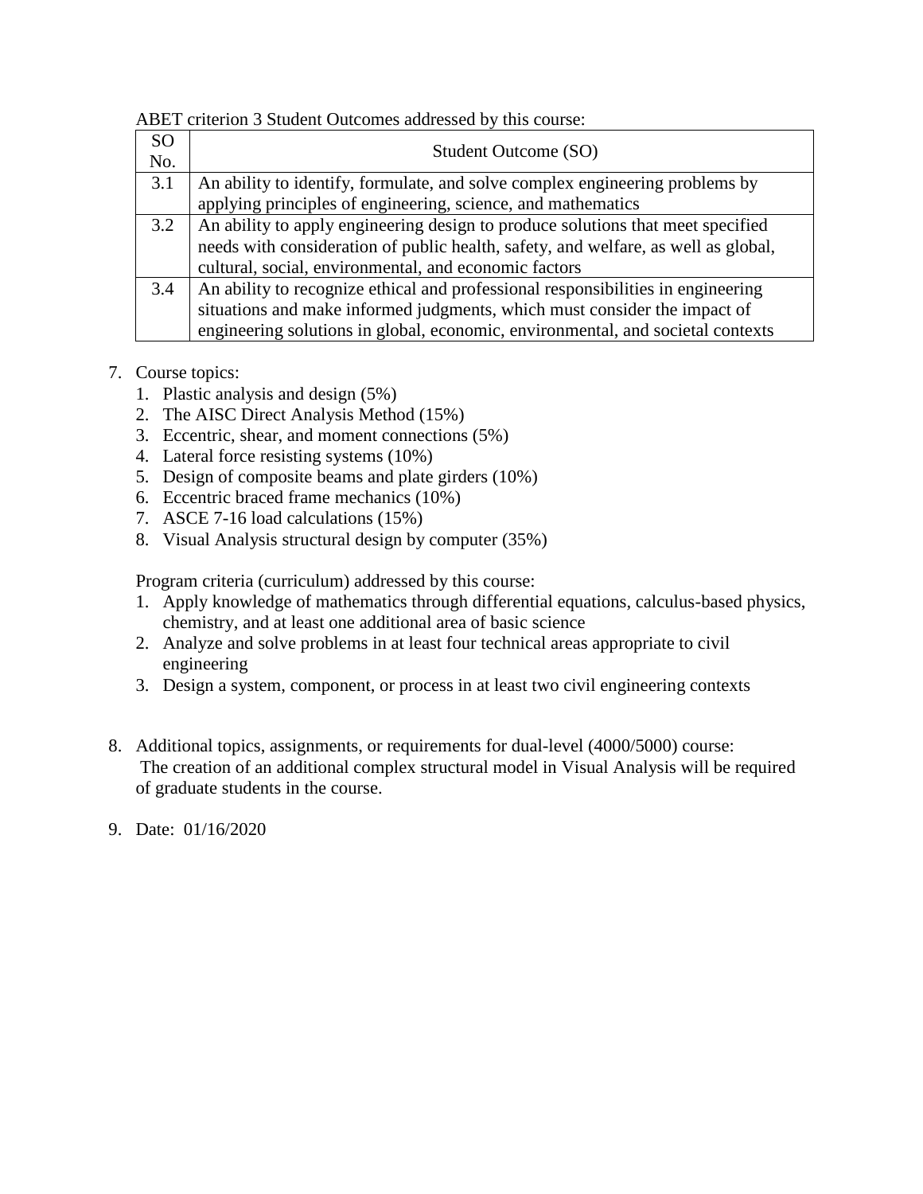ABET criterion 3 Student Outcomes addressed by this course:

| SO No. | Student Outcome (SO) |
|---|---|
| 3.1 | An ability to identify, formulate, and solve complex engineering problems by applying principles of engineering, science, and mathematics |
| 3.2 | An ability to apply engineering design to produce solutions that meet specified needs with consideration of public health, safety, and welfare, as well as global, cultural, social, environmental, and economic factors |
| 3.4 | An ability to recognize ethical and professional responsibilities in engineering situations and make informed judgments, which must consider the impact of engineering solutions in global, economic, environmental, and societal contexts |

7. Course topics:
   1. Plastic analysis and design (5%)
   2. The AISC Direct Analysis Method (15%)
   3. Eccentric, shear, and moment connections (5%)
   4. Lateral force resisting systems (10%)
   5. Design of composite beams and plate girders (10%)
   6. Eccentric braced frame mechanics (10%)
   7. ASCE 7-16 load calculations (15%)
   8. Visual Analysis structural design by computer (35%)

   Program criteria (curriculum) addressed by this course:
   1. Apply knowledge of mathematics through differential equations, calculus-based physics, chemistry, and at least one additional area of basic science
   2. Analyze and solve problems in at least four technical areas appropriate to civil engineering
   3. Design a system, component, or process in at least two civil engineering contexts

8. Additional topics, assignments, or requirements for dual-level (4000/5000) course:
   The creation of an additional complex structural model in Visual Analysis will be required of graduate students in the course.

9. Date: 01/16/2020